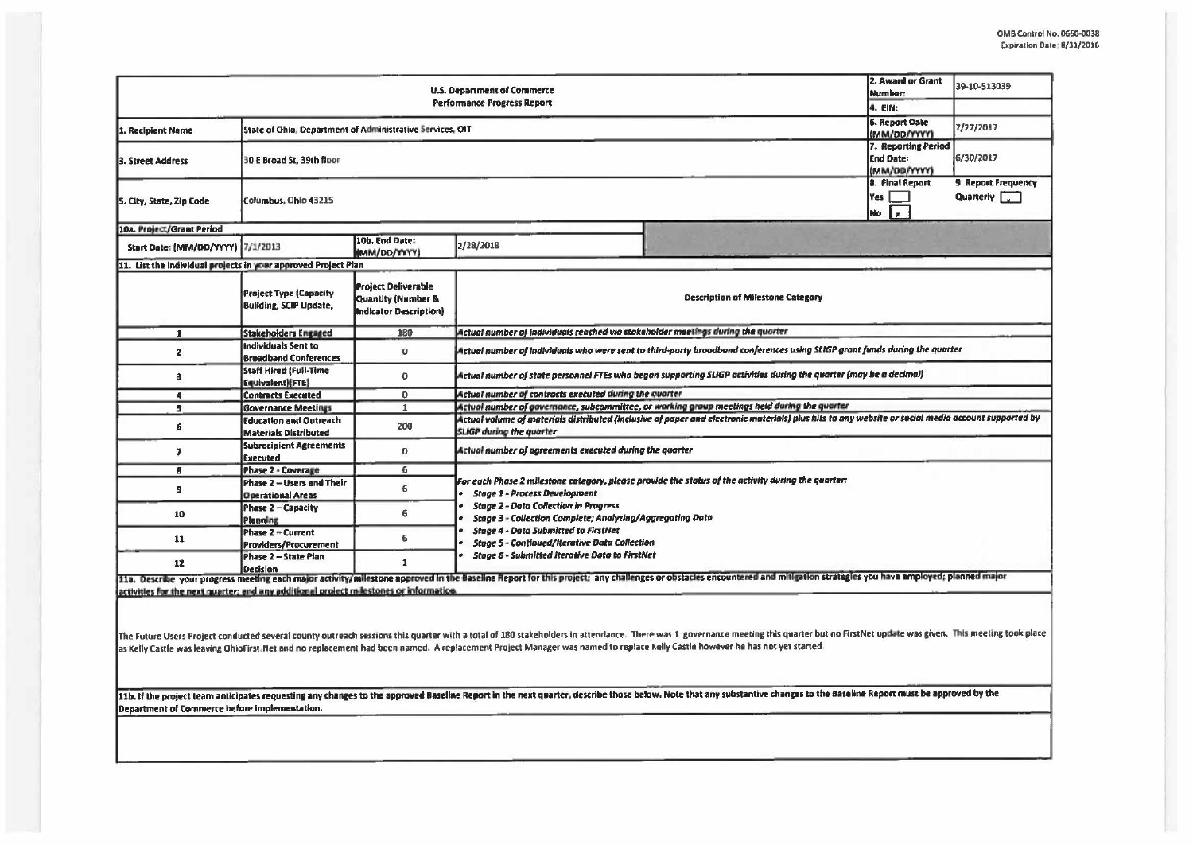OMB Control No. 0660-0038
Expiration Date: 8/31/2016

| U.S. Department of Commerce<br>Performance Progress Report | | 2. Award or Grant Number: | 39-10-S13039 |
|---|---|---|---|
| | | 4. EIN: | |
| 1. Recipient Name | State of Ohio, Department of Administrative Services, OIT | 6. Report Date (MM/DD/YYYY) | 7/27/2017 |
| 3. Street Address | 30 E Broad St, 39th floor | 7. Reporting Period End Date: (MM/DD/YYYY) | 6/30/2017 |
| 5. City, State, Zip Code | Columbus, Ohio 43215 | 8. Final Report<br>Yes [ ]<br>No [x] | 9. Report Frequency<br>Quarterly [x] |

| 10a. Project/Grant Period | | | |
|---|---|---|---|
| Start Date: (MM/DD/YYYY) | 7/1/2013 | 10b. End Date: (MM/DD/YYYY) | 2/28/2018 |

**11. List the individual projects in your approved Project Plan**

| | Project Type (Capacity Building, SCIP Update, | Project Deliverable Quantity (Number & Indicator Description) | Description of Milestone Category |
|---|---|---|---|
| 1 | Stakeholders Engaged | 180 | *Actual number of individuals reached via stakeholder meetings during the quarter* |
| 2 | Individuals Sent to Broadband Conferences | 0 | *Actual number of individuals who were sent to third-party broadband conferences using SLIGP grant funds during the quarter* |
| 3 | Staff Hired (Full-Time Equivalent)(FTE) | 0 | *Actual number of state personnel FTEs who began supporting SLIGP activities during the quarter (may be a decimal)* |
| 4 | Contracts Executed | 0 | *Actual number of contracts executed during the quarter* |
| 5 | Governance Meetings | 1 | *Actual number of governance, subcommittee, or working group meetings held during the quarter* |
| 6 | Education and Outreach Materials Distributed | 200 | *Actual volume of materials distributed (inclusive of paper and electronic materials) plus hits to any website or social media account supported by SLIGP during the quarter* |
| 7 | Subrecipient Agreements Executed | 0 | *Actual number of agreements executed during the quarter* |
| 8 | Phase 2 - Coverage | 6 | *For each Phase 2 milestone category, please provide the status of the activity during the quarter:*<br>• *Stage 1 - Process Development*<br>• *Stage 2 - Data Collection in Progress*<br>• *Stage 3 - Collection Complete; Analyzing/Aggregating Data*<br>• *Stage 4 - Data Submitted to FirstNet*<br>• *Stage 5 - Continued/Iterative Data Collection*<br>• *Stage 6 - Submitted Iterative Data to FirstNet* |
| 9 | Phase 2 – Users and Their Operational Areas | 6 | |
| 10 | Phase 2 – Capacity Planning | 6 | |
| 11 | Phase 2 – Current Providers/Procurement | 6 | |
| 12 | Phase 2 – State Plan Decision | 1 | |

**11a. Describe your progress meeting each major activity/milestone approved in the Baseline Report for this project; any challenges or obstacles encountered and mitigation strategies you have employed; planned major activities for the next quarter; and any additional project milestones or information.**

The Future Users Project conducted several county outreach sessions this quarter with a total of 180 stakeholders in attendance. There was 1 governance meeting this quarter but no FirstNet update was given. This meeting took place as Kelly Castle was leaving OhioFirst.Net and no replacement had been named. A replacement Project Manager was named to replace Kelly Castle however he has not yet started.

**11b. If the project team anticipates requesting any changes to the approved Baseline Report in the next quarter, describe those below. Note that any substantive changes to the Baseline Report must be approved by the Department of Commerce before implementation.**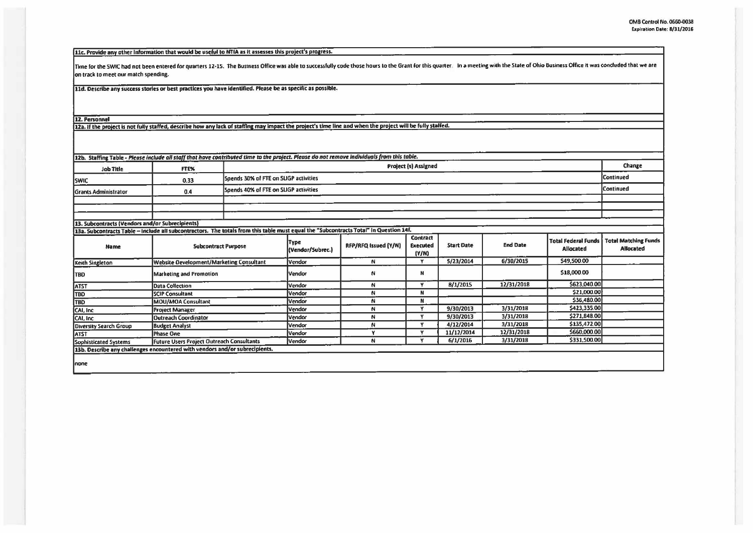**11c. Provide any other information that would be useful to NTIA as it assesses this project's progress.**

Time for the SWIC had not been entered for quarters 12-15. The Business Office was able to successfully code those hours to the Grant for this quarter. In a meeting with the State of Ohio Business Office it was concluded that we are on track to meet our match spending.

**11d. Describe any success stories or best practices you have identified. Please be as specific as possible.**

**12. Personnel**

**12a. If the project is not fully staffed, describe how any lack of staffing may impact the project's time line and when the project will be fully staffed.**

**12b. Staffing Table -** ***Please include all staff that have contributed time to the project. Please do not remove individuals from this table.***

| Job Title | FTE% | Project (s) Assigned | Change |
|---|---|---|---|
| SWIC | 0.33 | Spends 30% of FTE on SLIGP activities | Continued |
| Grants Administrator | 0.4 | Spends 40% of FTE on SLIGP activities | Continued |
| | | | |
| | | | |
| | | | |

**13. Subcontracts (Vendors and/or Subrecipients)**

**13a. Subcontracts Table – Include all subcontractors. The totals from this table must equal the "Subcontracts Total" in Question 14f.**

| Name | Subcontract Purpose | Type (Vendor/Subrec.) | RFP/RFQ Issued (Y/N) | Contract Executed (Y/N) | Start Date | End Date | Total Federal Funds Allocated | Total Matching Funds Allocated |
|---|---|---|---|---|---|---|---|---|
| Keith Singleton | Website Development/Marketing Consultant | Vendor | N | Y | 5/23/2014 | 6/30/2015 | $49,500.00 | |
| TBD | Marketing and Promotion | Vendor | N | N | | | $18,000.00 | |
| ATST | Data Collection | Vendor | N | Y | 8/1/2015 | 12/31/2018 | $623,040.00 | |
| TBD | SCIP Consultant | Vendor | N | N | | | $21,000.00 | |
| TBD | MOU/MOA Consultant | Vendor | N | N | | | $36,480.00 | |
| CAI, Inc | Project Manager | Vendor | N | Y | 9/30/2013 | 3/31/2018 | $423,335.00 | |
| CAI, Inc | Outreach Coordinator | Vendor | N | Y | 9/30/2013 | 3/31/2018 | $271,848.00 | |
| Diversity Search Group | Budget Analyst | Vendor | N | Y | 4/12/2014 | 3/31/2018 | $135,472.00 | |
| ATST | Phase One | Vendor | Y | Y | 11/12/2014 | 12/31/2018 | $660,000.00 | |
| Sophisticated Systems | Future Users Project Outreach Consultants | Vendor | N | Y | 6/1/2016 | 3/31/2018 | $331,500.00 | |

**13b. Describe any challenges encountered with vendors and/or subrecipients.**

none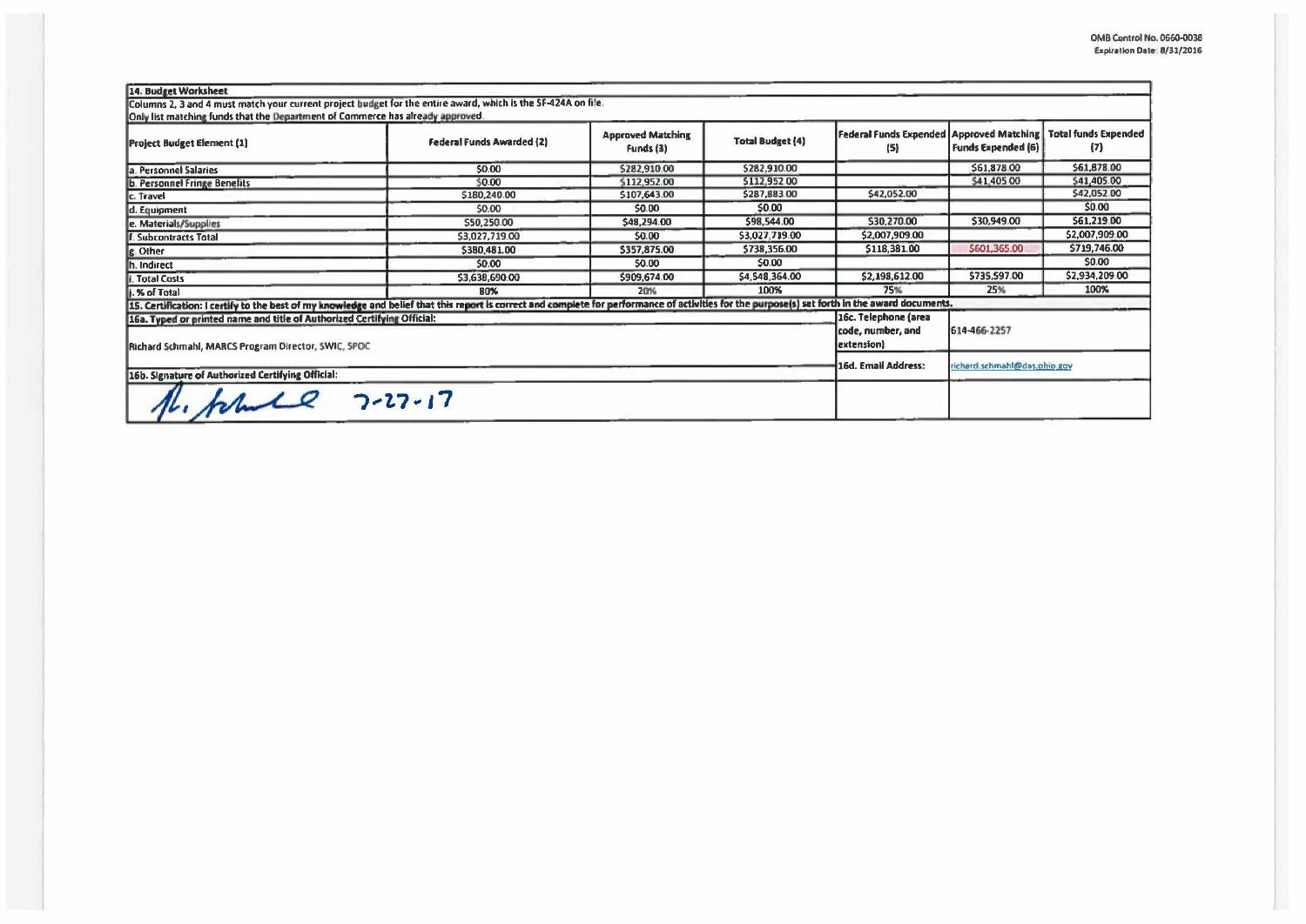OMB Control No. 0660-0038
Expiration Date: 8/31/2016

## 14. Budget Worksheet

Columns 2, 3 and 4 must match your current project budget for the entire award, which is the SF-424A on file.
Only list matching funds that the Department of Commerce has already approved.

| Project Budget Element (1) | Federal Funds Awarded (2) | Approved Matching Funds (3) | Total Budget (4) | Federal Funds Expended (5) | Approved Matching Funds Expended (6) | Total funds Expended (7) |
|---|---|---|---|---|---|---|
| a. Personnel Salaries | $0.00 | $282,910.00 | $282,910.00 | | $61,878.00 | $61,878.00 |
| b. Personnel Fringe Benefits | $0.00 | $112,952.00 | $112,952.00 | | $41,405.00 | $41,405.00 |
| c. Travel | $180,240.00 | $107,643.00 | $287,883.00 | $42,052.00 | | $42,052.00 |
| d. Equipment | $0.00 | $0.00 | $0.00 | | | $0.00 |
| e. Materials/Supplies | $50,250.00 | $48,294.00 | $98,544.00 | $30,270.00 | $30,949.00 | $61,219.00 |
| f. Subcontracts Total | $3,027,719.00 | $0.00 | $3,027,719.00 | $2,007,909.00 | | $2,007,909.00 |
| g. Other | $380,481.00 | $357,875.00 | $738,356.00 | $118,381.00 | $601,365.00 | $719,746.00 |
| h. Indirect | $0.00 | $0.00 | $0.00 | | | $0.00 |
| i. Total Costs | $3,638,690.00 | $909,674.00 | $4,548,364.00 | $2,198,612.00 | $735,597.00 | $2,934,209.00 |
| j. % of Total | 80% | 20% | 100% | 75% | 25% | 100% |

**15. Certification:** I certify to the best of my knowledge and belief that this report is correct and complete for performance of activities for the purpose(s) set forth in the award documents.

| | | |
|---|---|---|
| **16a. Typed or printed name and title of Authorized Certifying Official:** Richard Schmahl, MARCS Program Director, SWIC, SPOC | **16c. Telephone (area code, number, and extension)** | 614-466-2257 |
| **16b. Signature of Authorized Certifying Official:** R. Schmahl 7-27-17 | **16d. Email Address:** | richard.schmahl@das.ohio.gov |